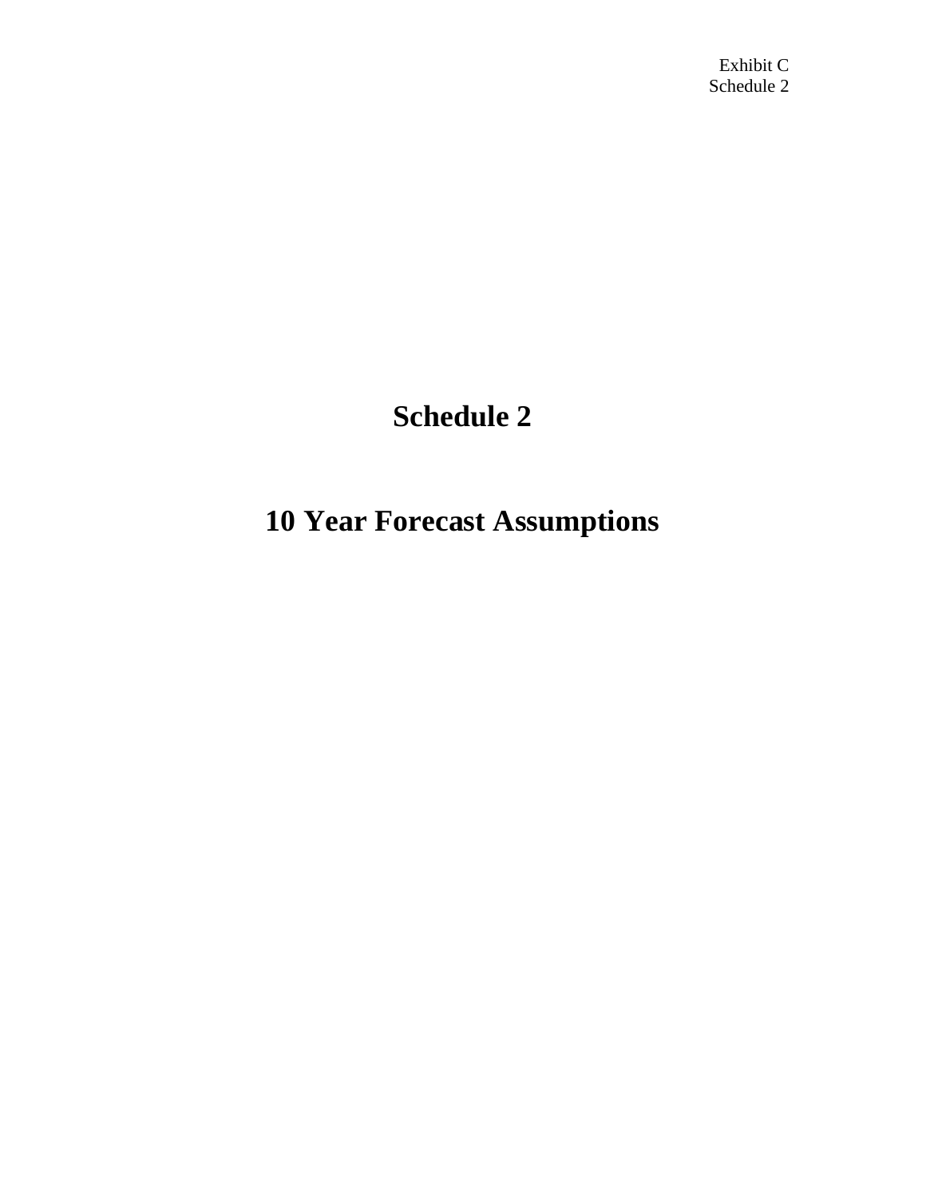Exhibit C
Schedule 2

# Schedule 2

# 10 Year Forecast Assumptions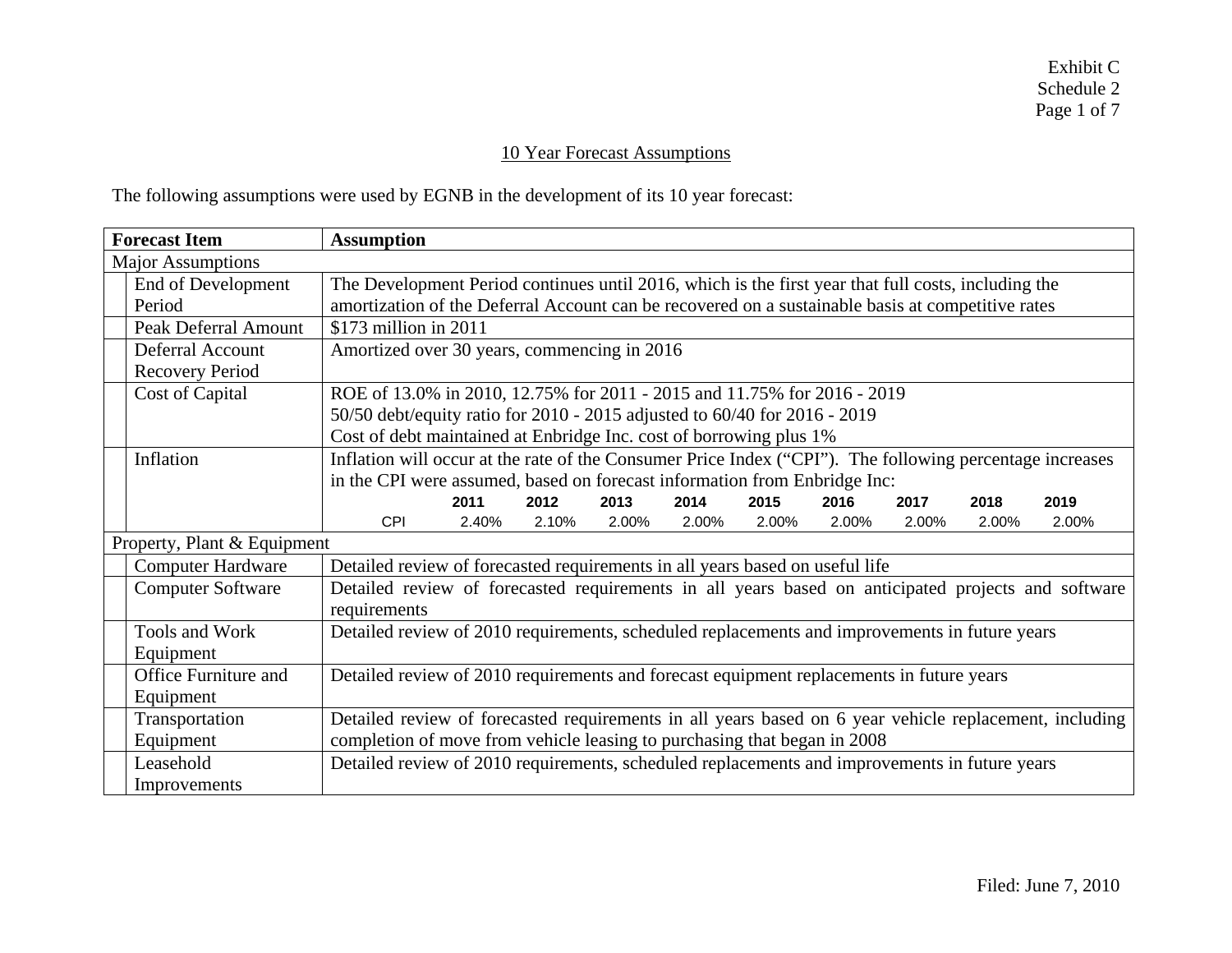Exhibit C
Schedule 2

## 10 Year Forecast Assumptions

The following assumptions were used by EGNB in the development of its 10 year forecast:

| Forecast Item | Assumption |
|---|---|
| **Major Assumptions** | |
| End of Development Period | The Development Period continues until 2016, which is the first year that full costs, including the amortization of the Deferral Account can be recovered on a sustainable basis at competitive rates |
| Peak Deferral Amount | $173 million in 2011 |
| Deferral Account Recovery Period | Amortized over 30 years, commencing in 2016 |
| Cost of Capital | ROE of 13.0% in 2010, 12.75% for 2011 - 2015 and 11.75% for 2016 - 2019<br>50/50 debt/equity ratio for 2010 - 2015 adjusted to 60/40 for 2016 - 2019<br>Cost of debt maintained at Enbridge Inc. cost of borrowing plus 1% |
| Inflation | Inflation will occur at the rate of the Consumer Price Index ("CPI"). The following percentage increases in the CPI were assumed, based on forecast information from Enbridge Inc: |

| | 2011 | 2012 | 2013 | 2014 | 2015 | 2016 | 2017 | 2018 | 2019 |
|---|---|---|---|---|---|---|---|---|---|
| CPI | 2.40% | 2.10% | 2.00% | 2.00% | 2.00% | 2.00% | 2.00% | 2.00% | 2.00% |

| Forecast Item | Assumption |
|---|---|
| **Property, Plant & Equipment** | |
| Computer Hardware | Detailed review of forecasted requirements in all years based on useful life |
| Computer Software | Detailed review of forecasted requirements in all years based on anticipated projects and software requirements |
| Tools and Work Equipment | Detailed review of 2010 requirements, scheduled replacements and improvements in future years |
| Office Furniture and Equipment | Detailed review of 2010 requirements and forecast equipment replacements in future years |
| Transportation Equipment | Detailed review of forecasted requirements in all years based on 6 year vehicle replacement, including completion of move from vehicle leasing to purchasing that began in 2008 |
| Leasehold Improvements | Detailed review of 2010 requirements, scheduled replacements and improvements in future years |

Filed: June 7, 2010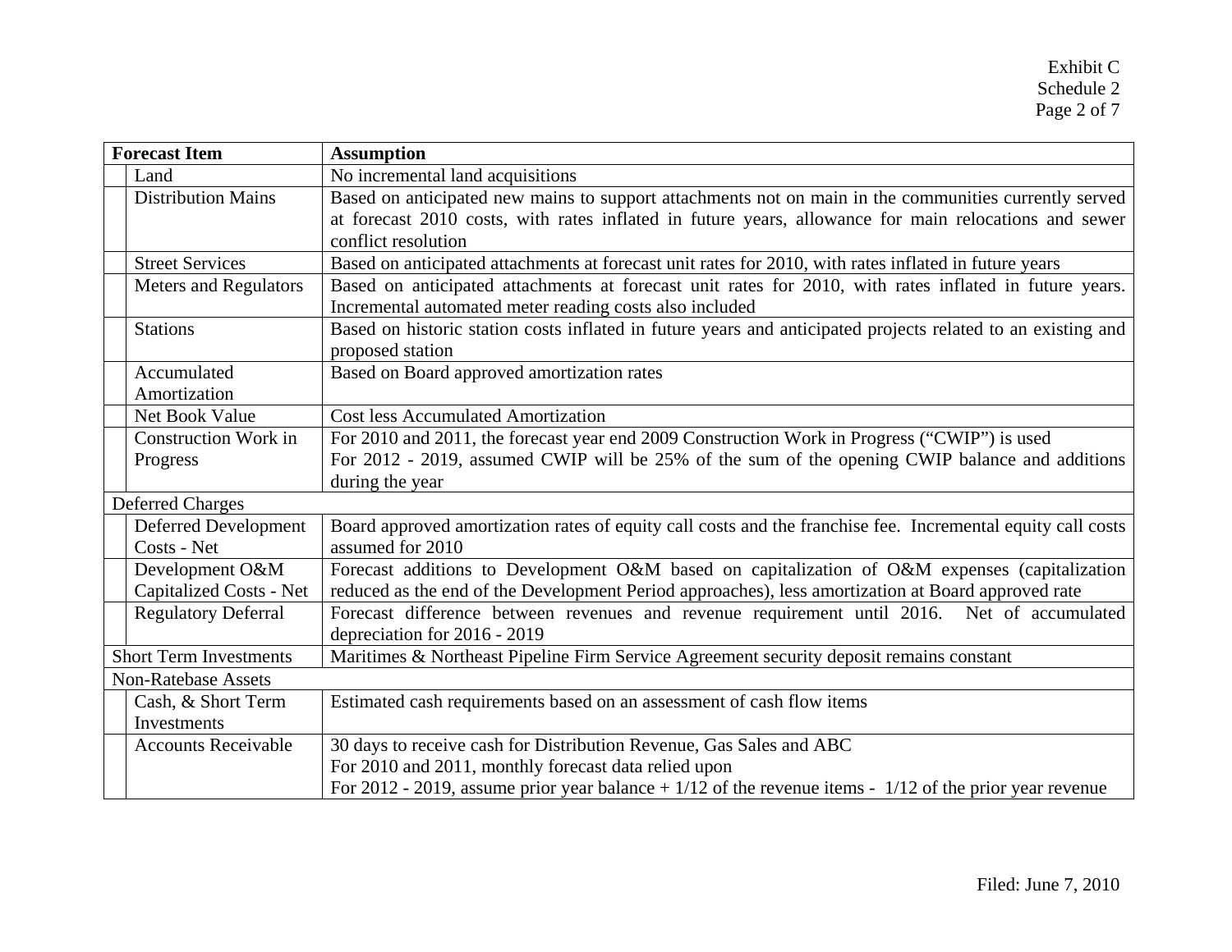Exhibit C
Schedule 2
Page 2 of 7

| Forecast Item | | Assumption |
|---|---|---|
| | Land | No incremental land acquisitions |
| | Distribution Mains | Based on anticipated new mains to support attachments not on main in the communities currently served at forecast 2010 costs, with rates inflated in future years, allowance for main relocations and sewer conflict resolution |
| | Street Services | Based on anticipated attachments at forecast unit rates for 2010, with rates inflated in future years |
| | Meters and Regulators | Based on anticipated attachments at forecast unit rates for 2010, with rates inflated in future years. Incremental automated meter reading costs also included |
| | Stations | Based on historic station costs inflated in future years and anticipated projects related to an existing and proposed station |
| | Accumulated Amortization | Based on Board approved amortization rates |
| | Net Book Value | Cost less Accumulated Amortization |
| | Construction Work in Progress | For 2010 and 2011, the forecast year end 2009 Construction Work in Progress ("CWIP") is used<br>For 2012 - 2019, assumed CWIP will be 25% of the sum of the opening CWIP balance and additions during the year |
| Deferred Charges | | |
| | Deferred Development Costs - Net | Board approved amortization rates of equity call costs and the franchise fee. Incremental equity call costs assumed for 2010 |
| | Development O&M Capitalized Costs - Net | Forecast additions to Development O&M based on capitalization of O&M expenses (capitalization reduced as the end of the Development Period approaches), less amortization at Board approved rate |
| | Regulatory Deferral | Forecast difference between revenues and revenue requirement until 2016. Net of accumulated depreciation for 2016 - 2019 |
| Short Term Investments | | Maritimes & Northeast Pipeline Firm Service Agreement security deposit remains constant |
| Non-Ratebase Assets | | |
| | Cash, & Short Term Investments | Estimated cash requirements based on an assessment of cash flow items |
| | Accounts Receivable | 30 days to receive cash for Distribution Revenue, Gas Sales and ABC<br>For 2010 and 2011, monthly forecast data relied upon<br>For 2012 - 2019, assume prior year balance + 1/12 of the revenue items - 1/12 of the prior year revenue |

Filed: June 7, 2010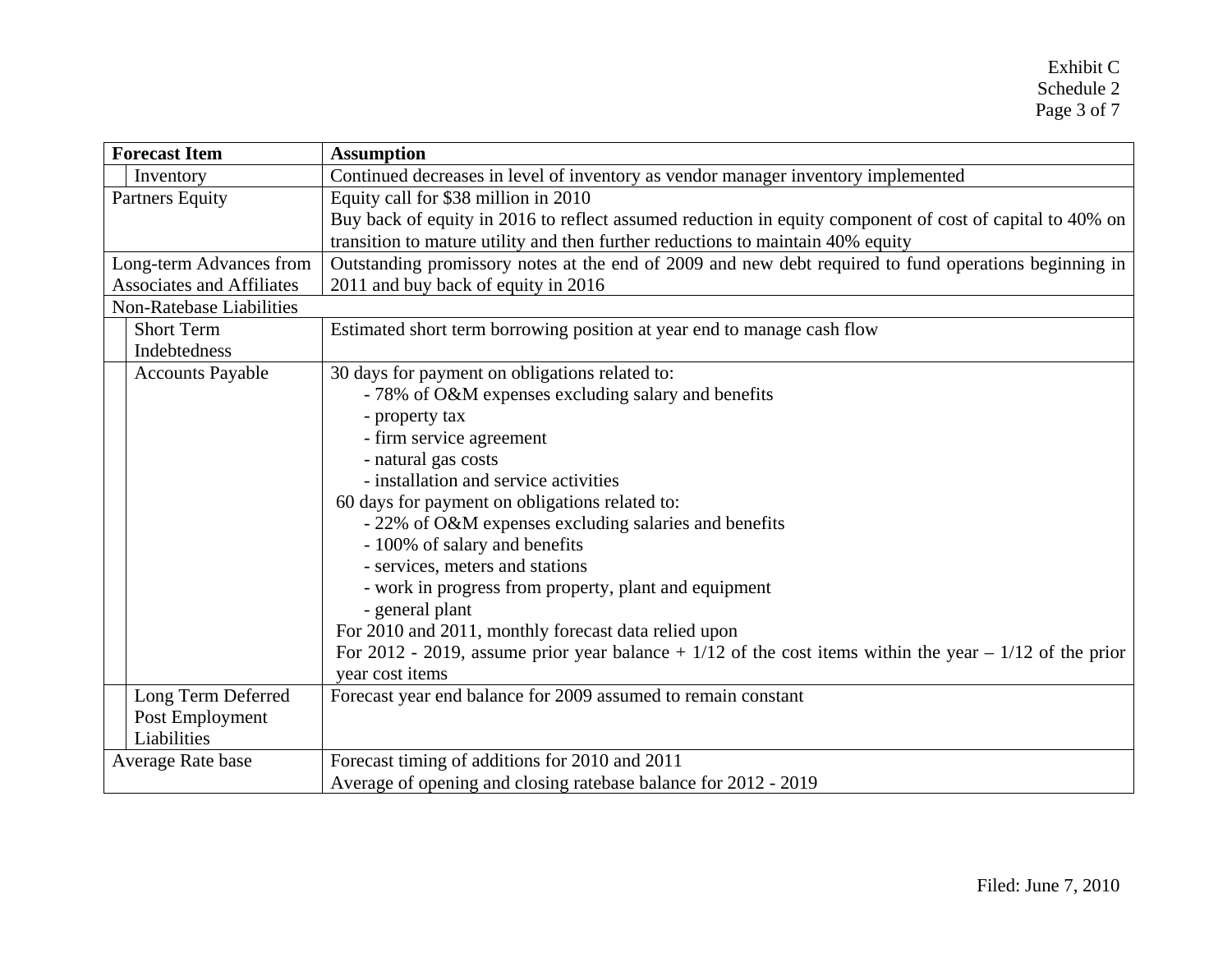| Forecast Item | Assumption |
|---|---|
| Inventory | Continued decreases in level of inventory as vendor manager inventory implemented |
| Partners Equity | Equity call for $38 million in 2010<br>Buy back of equity in 2016 to reflect assumed reduction in equity component of cost of capital to 40% on transition to mature utility and then further reductions to maintain 40% equity |
| Long-term Advances from Associates and Affiliates | Outstanding promissory notes at the end of 2009 and new debt required to fund operations beginning in 2011 and buy back of equity in 2016 |
| Non-Ratebase Liabilities | |
| Short Term Indebtedness | Estimated short term borrowing position at year end to manage cash flow |
| Accounts Payable | 30 days for payment on obligations related to:<br>- 78% of O&M expenses excluding salary and benefits<br>- property tax<br>- firm service agreement<br>- natural gas costs<br>- installation and service activities<br>60 days for payment on obligations related to:<br>- 22% of O&M expenses excluding salaries and benefits<br>- 100% of salary and benefits<br>- services, meters and stations<br>- work in progress from property, plant and equipment<br>- general plant<br>For 2010 and 2011, monthly forecast data relied upon<br>For 2012 - 2019, assume prior year balance + 1/12 of the cost items within the year – 1/12 of the prior year cost items |
| Long Term Deferred Post Employment Liabilities | Forecast year end balance for 2009 assumed to remain constant |
| Average Rate base | Forecast timing of additions for 2010 and 2011<br>Average of opening and closing ratebase balance for 2012 - 2019 |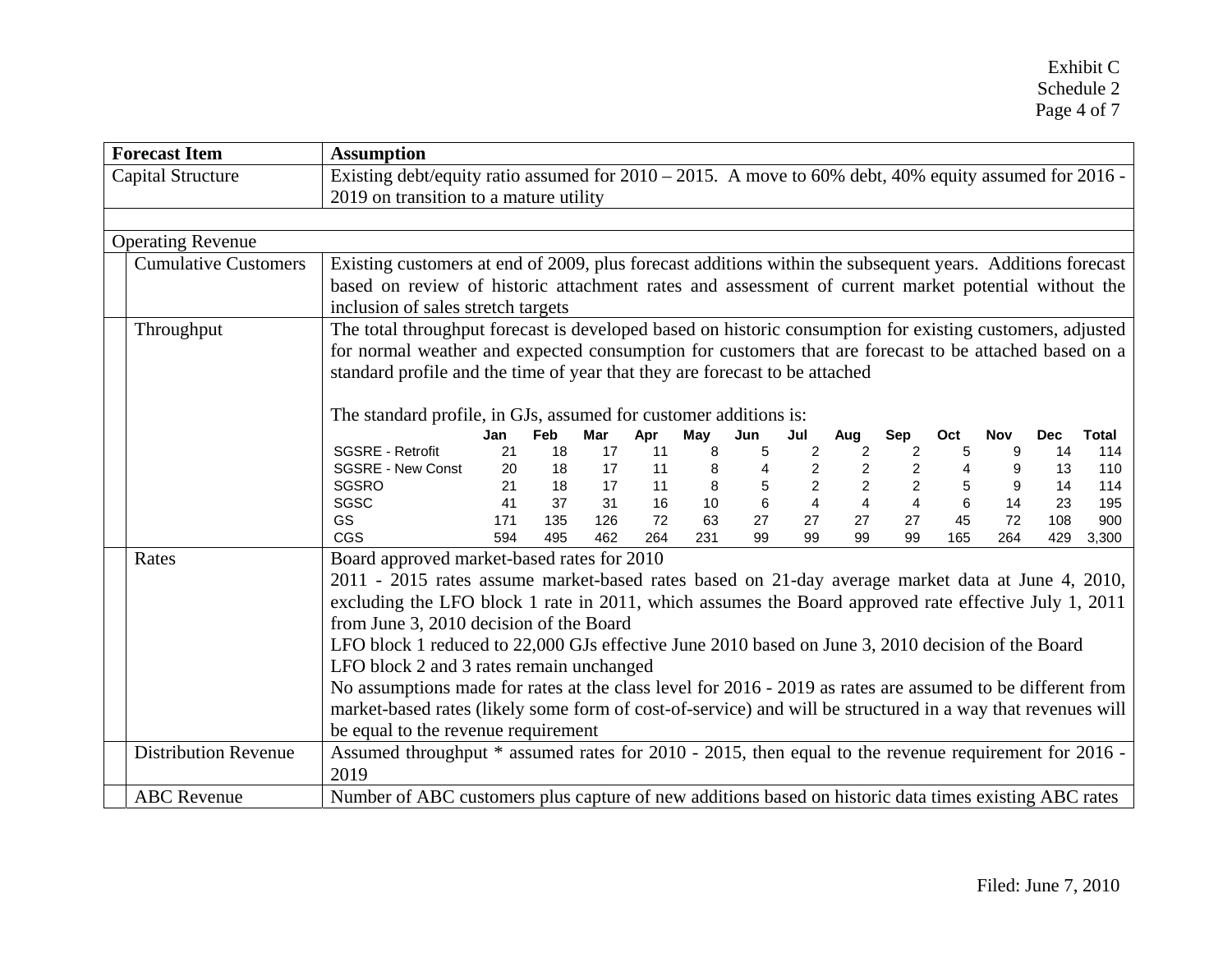Exhibit C
Schedule 2

| Forecast Item | Assumption |
|---|---|
| Capital Structure | Existing debt/equity ratio assumed for 2010 – 2015. A move to 60% debt, 40% equity assumed for 2016 - 2019 on transition to a mature utility |
| | |
| Operating Revenue | |
| Cumulative Customers | Existing customers at end of 2009, plus forecast additions within the subsequent years. Additions forecast based on review of historic attachment rates and assessment of current market potential without the inclusion of sales stretch targets |
| Throughput | The total throughput forecast is developed based on historic consumption for existing customers, adjusted for normal weather and expected consumption for customers that are forecast to be attached based on a standard profile and the time of year that they are forecast to be attached<br><br>The standard profile, in GJs, assumed for customer additions is: (see table below) |
| Rates | Board approved market-based rates for 2010<br>2011 - 2015 rates assume market-based rates based on 21-day average market data at June 4, 2010, excluding the LFO block 1 rate in 2011, which assumes the Board approved rate effective July 1, 2011 from June 3, 2010 decision of the Board<br>LFO block 1 reduced to 22,000 GJs effective June 2010 based on June 3, 2010 decision of the Board<br>LFO block 2 and 3 rates remain unchanged<br>No assumptions made for rates at the class level for 2016 - 2019 as rates are assumed to be different from market-based rates (likely some form of cost-of-service) and will be structured in a way that revenues will be equal to the revenue requirement |
| Distribution Revenue | Assumed throughput * assumed rates for 2010 - 2015, then equal to the revenue requirement for 2016 - 2019 |
| ABC Revenue | Number of ABC customers plus capture of new additions based on historic data times existing ABC rates |

Standard profile (GJs) for customer additions:

| | Jan | Feb | Mar | Apr | May | Jun | Jul | Aug | Sep | Oct | Nov | Dec | Total |
|---|---|---|---|---|---|---|---|---|---|---|---|---|---|
| SGSRE - Retrofit | 21 | 18 | 17 | 11 | 8 | 5 | 2 | 2 | 2 | 5 | 9 | 14 | 114 |
| SGSRE - New Const | 20 | 18 | 17 | 11 | 8 | 4 | 2 | 2 | 2 | 4 | 9 | 13 | 110 |
| SGSRO | 21 | 18 | 17 | 11 | 8 | 5 | 2 | 2 | 2 | 5 | 9 | 14 | 114 |
| SGSC | 41 | 37 | 31 | 16 | 10 | 6 | 4 | 4 | 4 | 6 | 14 | 23 | 195 |
| GS | 171 | 135 | 126 | 72 | 63 | 27 | 27 | 27 | 27 | 45 | 72 | 108 | 900 |
| CGS | 594 | 495 | 462 | 264 | 231 | 99 | 99 | 99 | 99 | 165 | 264 | 429 | 3,300 |

Filed: June 7, 2010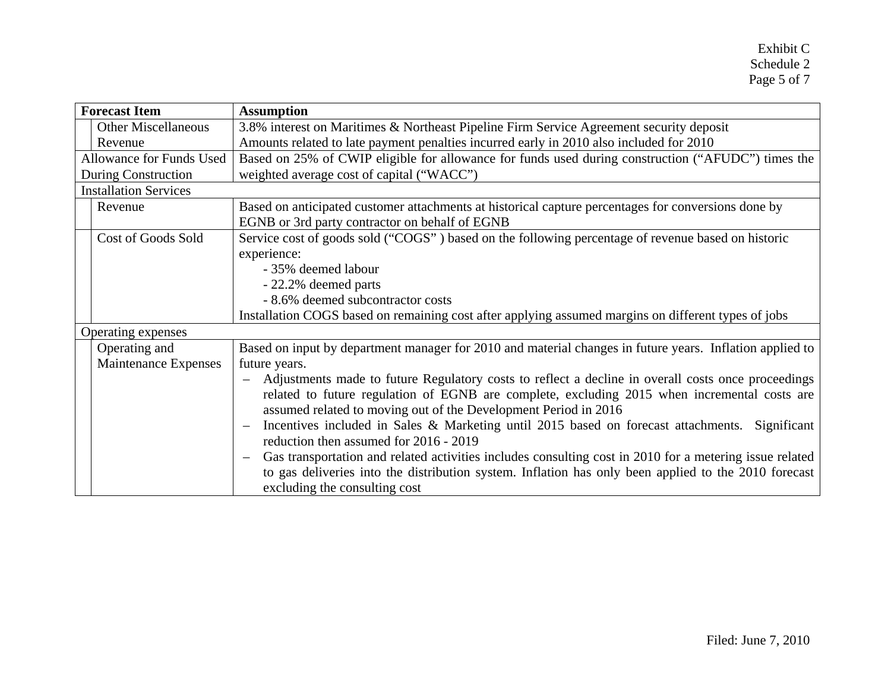| Forecast Item | | Assumption |
|---|---|---|
| | Other Miscellaneous Revenue | 3.8% interest on Maritimes & Northeast Pipeline Firm Service Agreement security deposit<br>Amounts related to late payment penalties incurred early in 2010 also included for 2010 |
| Allowance for Funds Used During Construction | | Based on 25% of CWIP eligible for allowance for funds used during construction ("AFUDC") times the weighted average cost of capital ("WACC") |
| Installation Services | | |
| | Revenue | Based on anticipated customer attachments at historical capture percentages for conversions done by EGNB or 3rd party contractor on behalf of EGNB |
| | Cost of Goods Sold | Service cost of goods sold ("COGS" ) based on the following percentage of revenue based on historic experience:<br>- 35% deemed labour<br>- 22.2% deemed parts<br>- 8.6% deemed subcontractor costs<br>Installation COGS based on remaining cost after applying assumed margins on different types of jobs |
| Operating expenses | | |
| | Operating and Maintenance Expenses | Based on input by department manager for 2010 and material changes in future years. Inflation applied to future years.<br>– Adjustments made to future Regulatory costs to reflect a decline in overall costs once proceedings related to future regulation of EGNB are complete, excluding 2015 when incremental costs are assumed related to moving out of the Development Period in 2016<br>– Incentives included in Sales & Marketing until 2015 based on forecast attachments. Significant reduction then assumed for 2016 - 2019<br>– Gas transportation and related activities includes consulting cost in 2010 for a metering issue related to gas deliveries into the distribution system. Inflation has only been applied to the 2010 forecast excluding the consulting cost |

Filed: June 7, 2010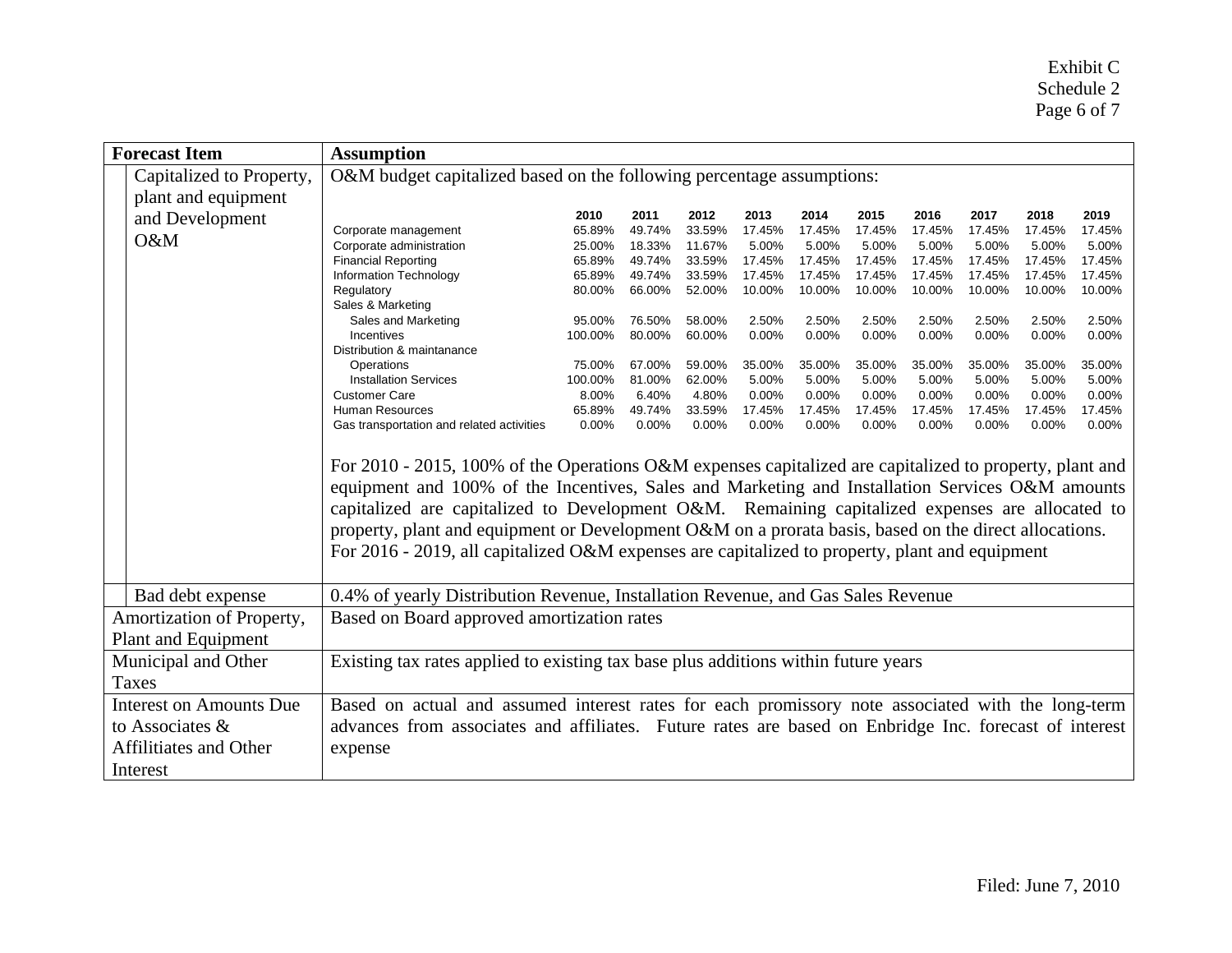| Forecast Item | | Assumption |
|---|---|---|
| | Capitalized to Property, plant and equipment and Development O&M | O&M budget capitalized based on the following percentage assumptions: (see table below) For 2010 - 2015, 100% of the Operations O&M expenses capitalized are capitalized to property, plant and equipment and 100% of the Incentives, Sales and Marketing and Installation Services O&M amounts capitalized are capitalized to Development O&M. Remaining capitalized expenses are allocated to property, plant and equipment or Development O&M on a prorata basis, based on the direct allocations. For 2016 - 2019, all capitalized O&M expenses are capitalized to property, plant and equipment |
| | Bad debt expense | 0.4% of yearly Distribution Revenue, Installation Revenue, and Gas Sales Revenue |
| Amortization of Property, Plant and Equipment | | Based on Board approved amortization rates |
| Municipal and Other Taxes | | Existing tax rates applied to existing tax base plus additions within future years |
| Interest on Amounts Due to Associates & Affilitiates and Other Interest | | Based on actual and assumed interest rates for each promissory note associated with the long-term advances from associates and affiliates. Future rates are based on Enbridge Inc. forecast of interest expense |

| | 2010 | 2011 | 2012 | 2013 | 2014 | 2015 | 2016 | 2017 | 2018 | 2019 |
|---|---|---|---|---|---|---|---|---|---|---|
| Corporate management | 65.89% | 49.74% | 33.59% | 17.45% | 17.45% | 17.45% | 17.45% | 17.45% | 17.45% | 17.45% |
| Corporate administration | 25.00% | 18.33% | 11.67% | 5.00% | 5.00% | 5.00% | 5.00% | 5.00% | 5.00% | 5.00% |
| Financial Reporting | 65.89% | 49.74% | 33.59% | 17.45% | 17.45% | 17.45% | 17.45% | 17.45% | 17.45% | 17.45% |
| Information Technology | 65.89% | 49.74% | 33.59% | 17.45% | 17.45% | 17.45% | 17.45% | 17.45% | 17.45% | 17.45% |
| Regulatory | 80.00% | 66.00% | 52.00% | 10.00% | 10.00% | 10.00% | 10.00% | 10.00% | 10.00% | 10.00% |
| Sales & Marketing | | | | | | | | | | |
| Sales and Marketing | 95.00% | 76.50% | 58.00% | 2.50% | 2.50% | 2.50% | 2.50% | 2.50% | 2.50% | 2.50% |
| Incentives | 100.00% | 80.00% | 60.00% | 0.00% | 0.00% | 0.00% | 0.00% | 0.00% | 0.00% | 0.00% |
| Distribution & maintanance | | | | | | | | | | |
| Operations | 75.00% | 67.00% | 59.00% | 35.00% | 35.00% | 35.00% | 35.00% | 35.00% | 35.00% | 35.00% |
| Installation Services | 100.00% | 81.00% | 62.00% | 5.00% | 5.00% | 5.00% | 5.00% | 5.00% | 5.00% | 5.00% |
| Customer Care | 8.00% | 6.40% | 4.80% | 0.00% | 0.00% | 0.00% | 0.00% | 0.00% | 0.00% | 0.00% |
| Human Resources | 65.89% | 49.74% | 33.59% | 17.45% | 17.45% | 17.45% | 17.45% | 17.45% | 17.45% | 17.45% |
| Gas transportation and related activities | 0.00% | 0.00% | 0.00% | 0.00% | 0.00% | 0.00% | 0.00% | 0.00% | 0.00% | 0.00% |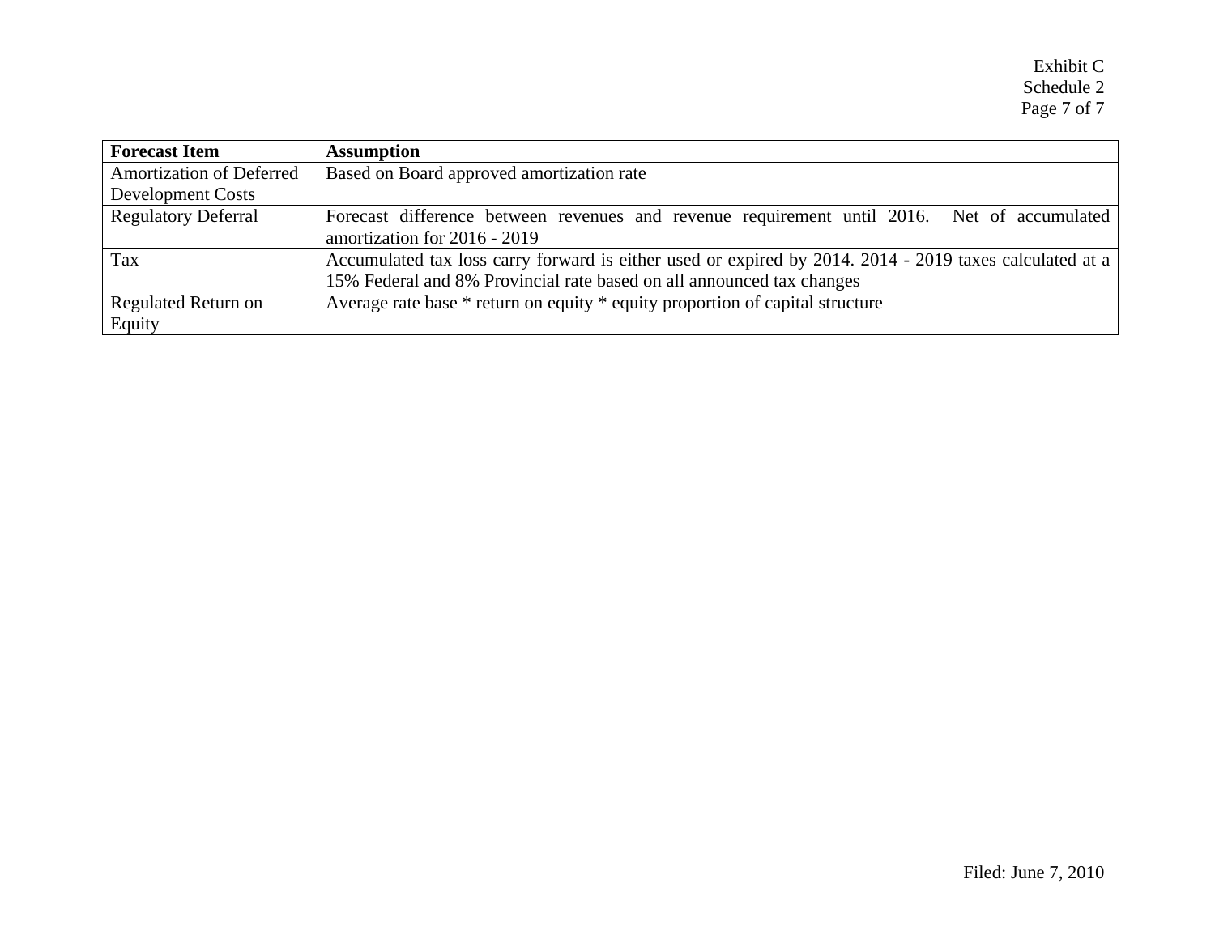| Forecast Item | Assumption |
|---|---|
| Amortization of Deferred Development Costs | Based on Board approved amortization rate |
| Regulatory Deferral | Forecast difference between revenues and revenue requirement until 2016. Net of accumulated amortization for 2016 - 2019 |
| Tax | Accumulated tax loss carry forward is either used or expired by 2014. 2014 - 2019 taxes calculated at a 15% Federal and 8% Provincial rate based on all announced tax changes |
| Regulated Return on Equity | Average rate base * return on equity * equity proportion of capital structure |